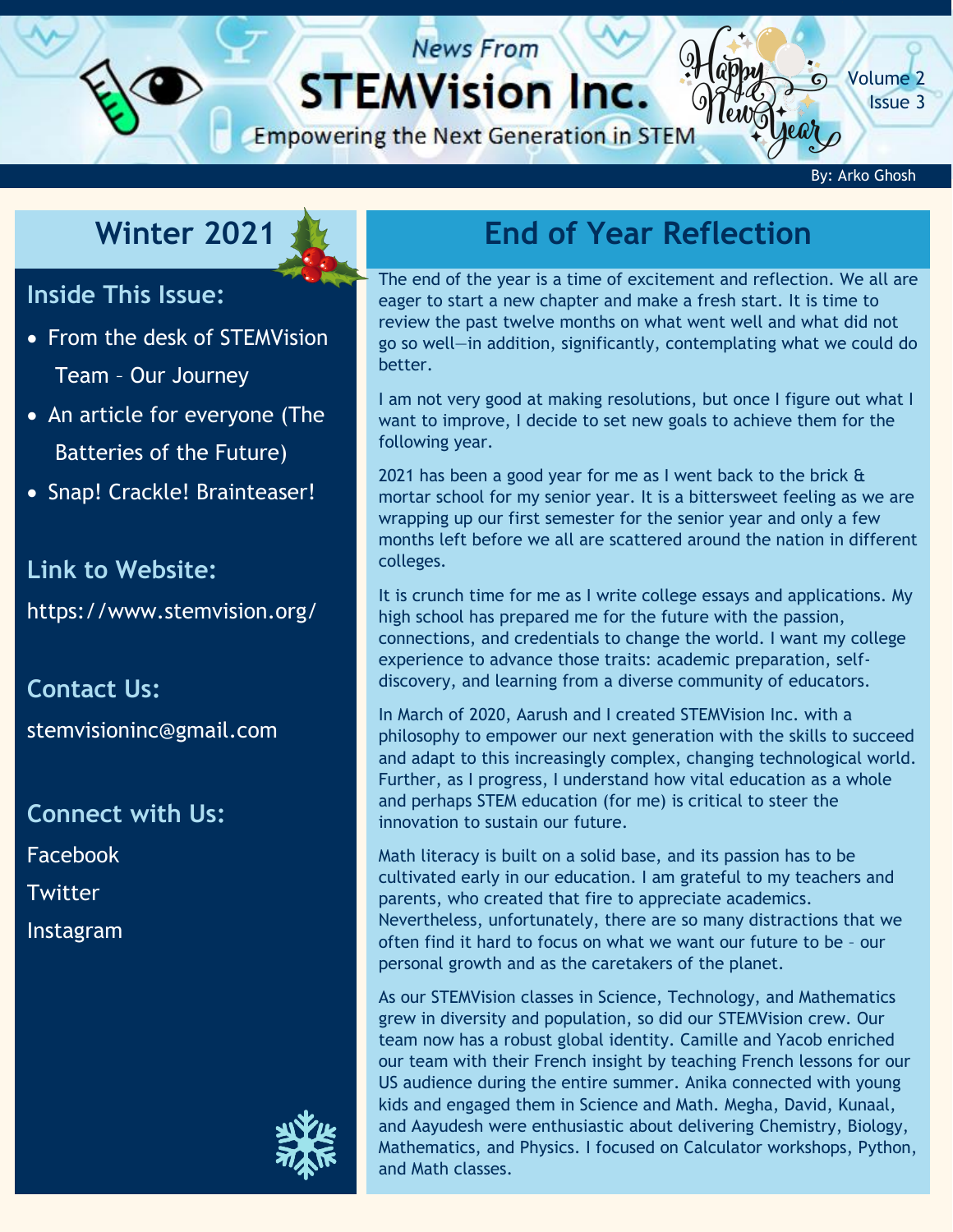News From

# STEMVision Inc.

Empowering the Next Generation in STEM

Volume 2
Issue 3

By: Arko Ghosh

## Winter 2021

### Inside This Issue:

- From the desk of STEMVision Team – Our Journey
- An article for everyone (The Batteries of the Future)
- Snap! Crackle! Brainteaser!

### Link to Website:

https://www.stemvision.org/

### Contact Us:

stemvisioninc@gmail.com

### Connect with Us:

Facebook

Twitter

Instagram

## End of Year Reflection

The end of the year is a time of excitement and reflection. We all are eager to start a new chapter and make a fresh start. It is time to review the past twelve months on what went well and what did not go so well—in addition, significantly, contemplating what we could do better.

I am not very good at making resolutions, but once I figure out what I want to improve, I decide to set new goals to achieve them for the following year.

2021 has been a good year for me as I went back to the brick & mortar school for my senior year. It is a bittersweet feeling as we are wrapping up our first semester for the senior year and only a few months left before we all are scattered around the nation in different colleges.

It is crunch time for me as I write college essays and applications. My high school has prepared me for the future with the passion, connections, and credentials to change the world. I want my college experience to advance those traits: academic preparation, self-discovery, and learning from a diverse community of educators.

In March of 2020, Aarush and I created STEMVision Inc. with a philosophy to empower our next generation with the skills to succeed and adapt to this increasingly complex, changing technological world. Further, as I progress, I understand how vital education as a whole and perhaps STEM education (for me) is critical to steer the innovation to sustain our future.

Math literacy is built on a solid base, and its passion has to be cultivated early in our education. I am grateful to my teachers and parents, who created that fire to appreciate academics. Nevertheless, unfortunately, there are so many distractions that we often find it hard to focus on what we want our future to be – our personal growth and as the caretakers of the planet.

As our STEMVision classes in Science, Technology, and Mathematics grew in diversity and population, so did our STEMVision crew. Our team now has a robust global identity. Camille and Yacob enriched our team with their French insight by teaching French lessons for our US audience during the entire summer. Anika connected with young kids and engaged them in Science and Math. Megha, David, Kunaal, and Aayudesh were enthusiastic about delivering Chemistry, Biology, Mathematics, and Physics. I focused on Calculator workshops, Python, and Math classes.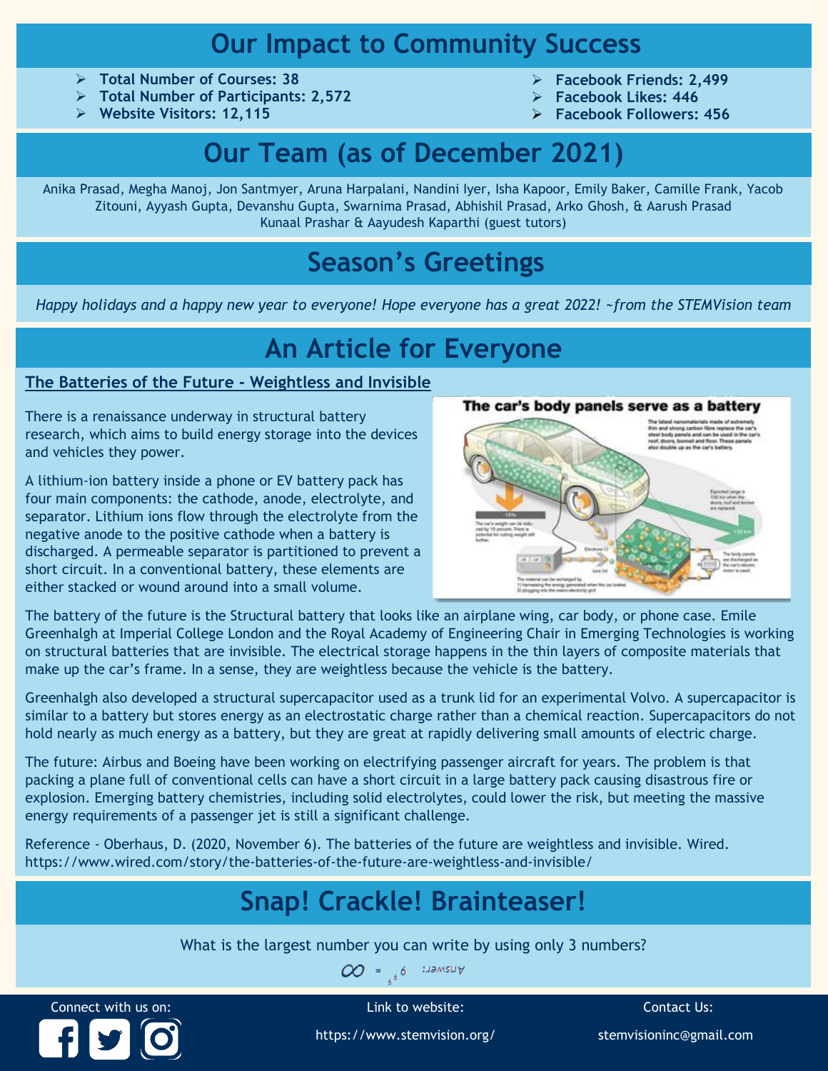# Our Impact to Community Success

- **Total Number of Courses: 38**
- **Total Number of Participants: 2,572**
- **Website Visitors: 12,115**
- **Facebook Friends: 2,499**
- **Facebook Likes: 446**
- **Facebook Followers: 456**

# Our Team (as of December 2021)

Anika Prasad, Megha Manoj, Jon Santmyer, Aruna Harpalani, Nandini Iyer, Isha Kapoor, Emily Baker, Camille Frank, Yacob Zitouni, Ayyash Gupta, Devanshu Gupta, Swarnima Prasad, Abhishil Prasad, Arko Ghosh, & Aarush Prasad
Kunaal Prashar & Aayudesh Kaparthi (guest tutors)

# Season's Greetings

*Happy holidays and a happy new year to everyone! Hope everyone has a great 2022! ~from the STEMVision team*

# An Article for Everyone

## The Batteries of the Future - Weightless and Invisible

There is a renaissance underway in structural battery research, which aims to build energy storage into the devices and vehicles they power.

A lithium-ion battery inside a phone or EV battery pack has four main components: the cathode, anode, electrolyte, and separator. Lithium ions flow through the electrolyte from the negative anode to the positive cathode when a battery is discharged. A permeable separator is partitioned to prevent a short circuit. In a conventional battery, these elements are either stacked or wound around into a small volume.

The car's body panels serve as a battery

The battery of the future is the Structural battery that looks like an airplane wing, car body, or phone case. Emile Greenhalgh at Imperial College London and the Royal Academy of Engineering Chair in Emerging Technologies is working on structural batteries that are invisible. The electrical storage happens in the thin layers of composite materials that make up the car's frame. In a sense, they are weightless because the vehicle is the battery.

Greenhalgh also developed a structural supercapacitor used as a trunk lid for an experimental Volvo. A supercapacitor is similar to a battery but stores energy as an electrostatic charge rather than a chemical reaction. Supercapacitors do not hold nearly as much energy as a battery, but they are great at rapidly delivering small amounts of electric charge.

The future: Airbus and Boeing have been working on electrifying passenger aircraft for years. The problem is that packing a plane full of conventional cells can have a short circuit in a large battery pack causing disastrous fire or explosion. Emerging battery chemistries, including solid electrolytes, could lower the risk, but meeting the massive energy requirements of a passenger jet is still a significant challenge.

Reference - Oberhaus, D. (2020, November 6). The batteries of the future are weightless and invisible. Wired. https://www.wired.com/story/the-batteries-of-the-future-are-weightless-and-invisible/

# Snap! Crackle! Brainteaser!

What is the largest number you can write by using only 3 numbers?

Answer: $9^{9^9} = \infty$

Connect with us on:

Link to website: https://www.stemvision.org/

Contact Us: stemvisioninc@gmail.com